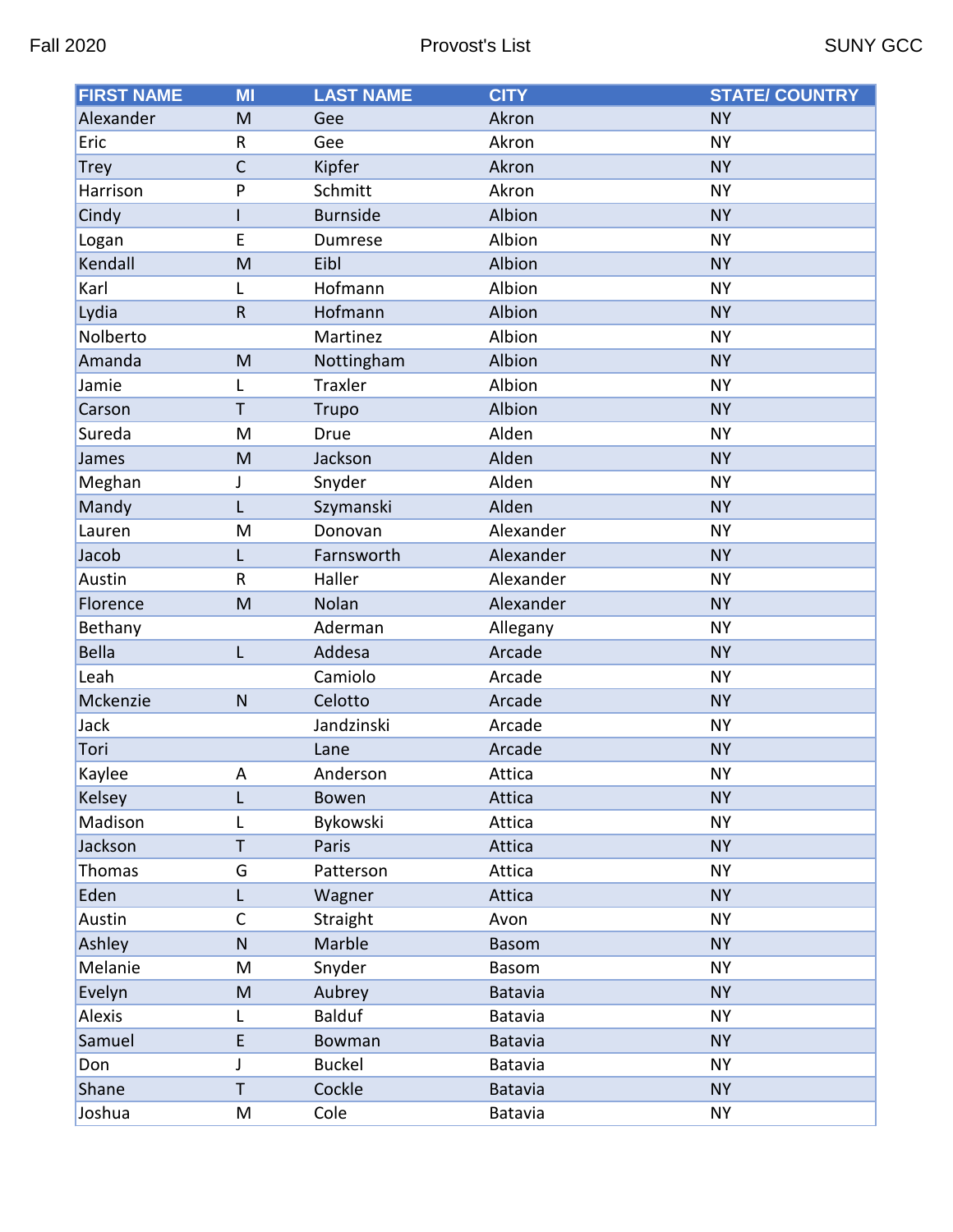| FIRST NAME | MI | LAST NAME | CITY | STATE/ COUNTRY |
| --- | --- | --- | --- | --- |
| Alexander | M | Gee | Akron | NY |
| Eric | R | Gee | Akron | NY |
| Trey | C | Kipfer | Akron | NY |
| Harrison | P | Schmitt | Akron | NY |
| Cindy | I | Burnside | Albion | NY |
| Logan | E | Dumrese | Albion | NY |
| Kendall | M | Eibl | Albion | NY |
| Karl | L | Hofmann | Albion | NY |
| Lydia | R | Hofmann | Albion | NY |
| Nolberto | | Martinez | Albion | NY |
| Amanda | M | Nottingham | Albion | NY |
| Jamie | L | Traxler | Albion | NY |
| Carson | T | Trupo | Albion | NY |
| Sureda | M | Drue | Alden | NY |
| James | M | Jackson | Alden | NY |
| Meghan | J | Snyder | Alden | NY |
| Mandy | L | Szymanski | Alden | NY |
| Lauren | M | Donovan | Alexander | NY |
| Jacob | L | Farnsworth | Alexander | NY |
| Austin | R | Haller | Alexander | NY |
| Florence | M | Nolan | Alexander | NY |
| Bethany | | Aderman | Allegany | NY |
| Bella | L | Addesa | Arcade | NY |
| Leah | | Camiolo | Arcade | NY |
| Mckenzie | N | Celotto | Arcade | NY |
| Jack | | Jandzinski | Arcade | NY |
| Tori | | Lane | Arcade | NY |
| Kaylee | A | Anderson | Attica | NY |
| Kelsey | L | Bowen | Attica | NY |
| Madison | L | Bykowski | Attica | NY |
| Jackson | T | Paris | Attica | NY |
| Thomas | G | Patterson | Attica | NY |
| Eden | L | Wagner | Attica | NY |
| Austin | C | Straight | Avon | NY |
| Ashley | N | Marble | Basom | NY |
| Melanie | M | Snyder | Basom | NY |
| Evelyn | M | Aubrey | Batavia | NY |
| Alexis | L | Balduf | Batavia | NY |
| Samuel | E | Bowman | Batavia | NY |
| Don | J | Buckel | Batavia | NY |
| Shane | T | Cockle | Batavia | NY |
| Joshua | M | Cole | Batavia | NY |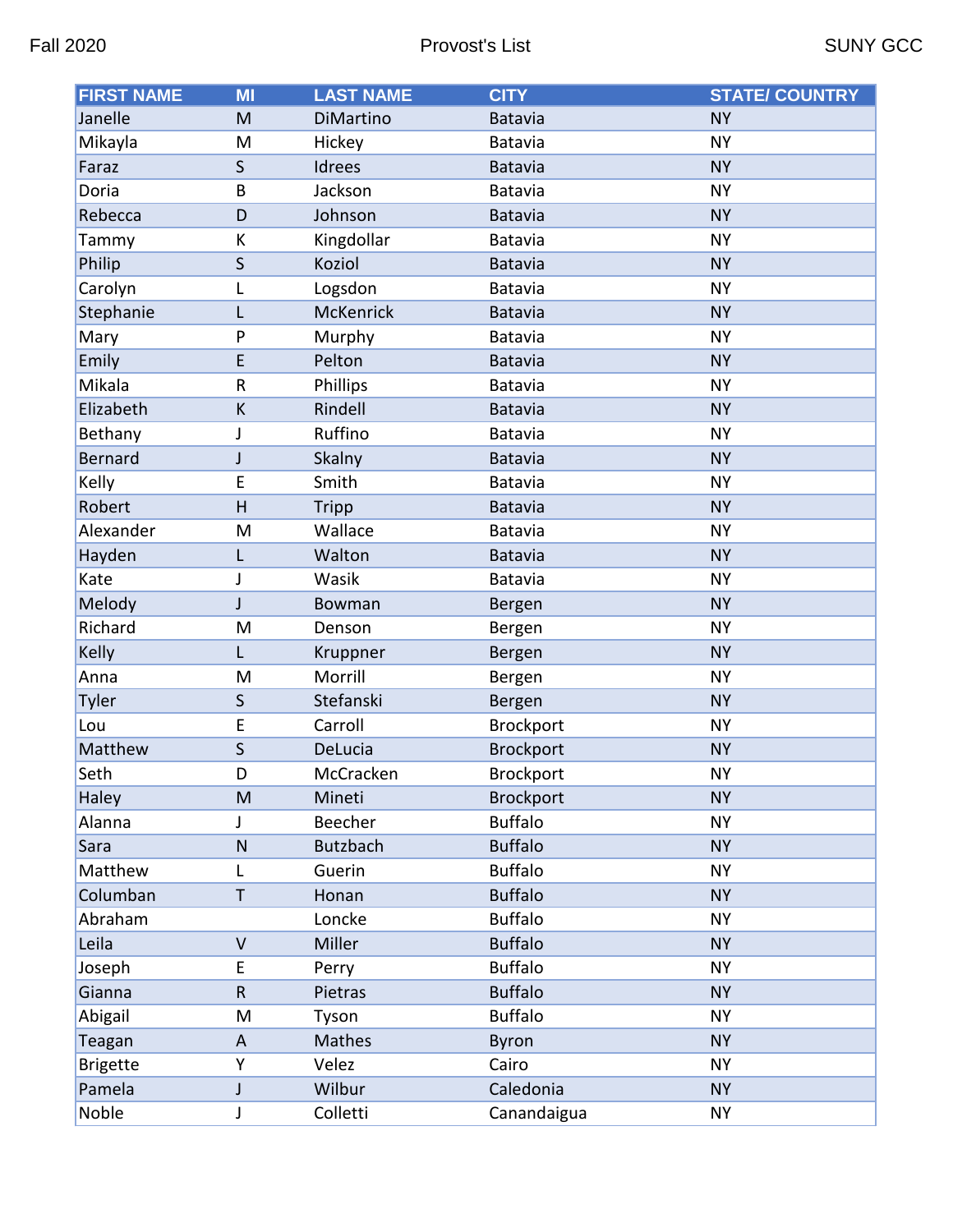| FIRST NAME | MI | LAST NAME | CITY | STATE/ COUNTRY |
|---|---|---|---|---|
| Janelle | M | DiMartino | Batavia | NY |
| Mikayla | M | Hickey | Batavia | NY |
| Faraz | S | Idrees | Batavia | NY |
| Doria | B | Jackson | Batavia | NY |
| Rebecca | D | Johnson | Batavia | NY |
| Tammy | K | Kingdollar | Batavia | NY |
| Philip | S | Koziol | Batavia | NY |
| Carolyn | L | Logsdon | Batavia | NY |
| Stephanie | L | McKenrick | Batavia | NY |
| Mary | P | Murphy | Batavia | NY |
| Emily | E | Pelton | Batavia | NY |
| Mikala | R | Phillips | Batavia | NY |
| Elizabeth | K | Rindell | Batavia | NY |
| Bethany | J | Ruffino | Batavia | NY |
| Bernard | J | Skalny | Batavia | NY |
| Kelly | E | Smith | Batavia | NY |
| Robert | H | Tripp | Batavia | NY |
| Alexander | M | Wallace | Batavia | NY |
| Hayden | L | Walton | Batavia | NY |
| Kate | J | Wasik | Batavia | NY |
| Melody | J | Bowman | Bergen | NY |
| Richard | M | Denson | Bergen | NY |
| Kelly | L | Kruppner | Bergen | NY |
| Anna | M | Morrill | Bergen | NY |
| Tyler | S | Stefanski | Bergen | NY |
| Lou | E | Carroll | Brockport | NY |
| Matthew | S | DeLucia | Brockport | NY |
| Seth | D | McCracken | Brockport | NY |
| Haley | M | Mineti | Brockport | NY |
| Alanna | J | Beecher | Buffalo | NY |
| Sara | N | Butzbach | Buffalo | NY |
| Matthew | L | Guerin | Buffalo | NY |
| Columban | T | Honan | Buffalo | NY |
| Abraham | | Loncke | Buffalo | NY |
| Leila | V | Miller | Buffalo | NY |
| Joseph | E | Perry | Buffalo | NY |
| Gianna | R | Pietras | Buffalo | NY |
| Abigail | M | Tyson | Buffalo | NY |
| Teagan | A | Mathes | Byron | NY |
| Brigette | Y | Velez | Cairo | NY |
| Pamela | J | Wilbur | Caledonia | NY |
| Noble | J | Colletti | Canandaigua | NY |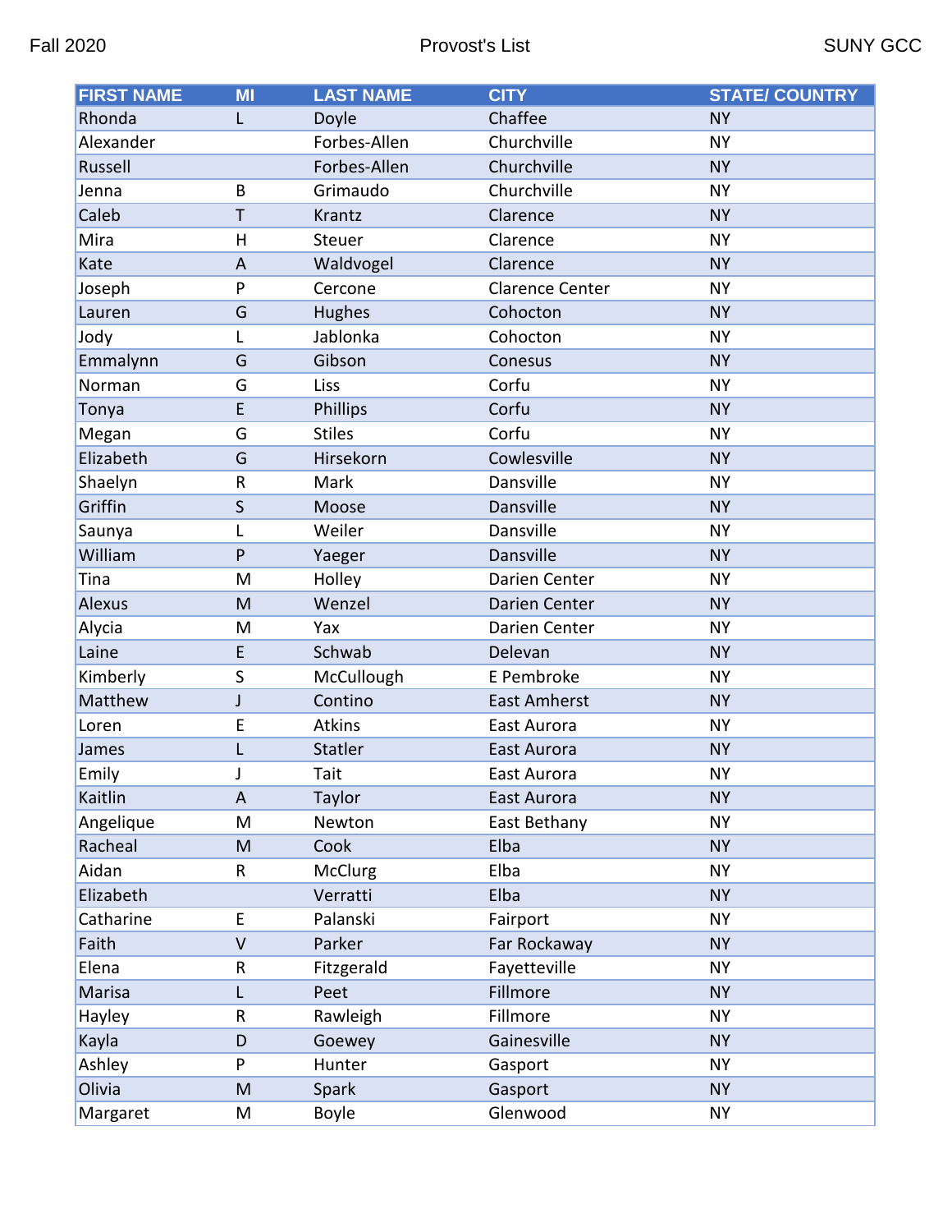| FIRST NAME | MI | LAST NAME | CITY | STATE/ COUNTRY |
|---|---|---|---|---|
| Rhonda | L | Doyle | Chaffee | NY |
| Alexander | | Forbes-Allen | Churchville | NY |
| Russell | | Forbes-Allen | Churchville | NY |
| Jenna | B | Grimaudo | Churchville | NY |
| Caleb | T | Krantz | Clarence | NY |
| Mira | H | Steuer | Clarence | NY |
| Kate | A | Waldvogel | Clarence | NY |
| Joseph | P | Cercone | Clarence Center | NY |
| Lauren | G | Hughes | Cohocton | NY |
| Jody | L | Jablonka | Cohocton | NY |
| Emmalynn | G | Gibson | Conesus | NY |
| Norman | G | Liss | Corfu | NY |
| Tonya | E | Phillips | Corfu | NY |
| Megan | G | Stiles | Corfu | NY |
| Elizabeth | G | Hirsekorn | Cowlesville | NY |
| Shaelyn | R | Mark | Dansville | NY |
| Griffin | S | Moose | Dansville | NY |
| Saunya | L | Weiler | Dansville | NY |
| William | P | Yaeger | Dansville | NY |
| Tina | M | Holley | Darien Center | NY |
| Alexus | M | Wenzel | Darien Center | NY |
| Alycia | M | Yax | Darien Center | NY |
| Laine | E | Schwab | Delevan | NY |
| Kimberly | S | McCullough | E Pembroke | NY |
| Matthew | J | Contino | East Amherst | NY |
| Loren | E | Atkins | East Aurora | NY |
| James | L | Statler | East Aurora | NY |
| Emily | J | Tait | East Aurora | NY |
| Kaitlin | A | Taylor | East Aurora | NY |
| Angelique | M | Newton | East Bethany | NY |
| Racheal | M | Cook | Elba | NY |
| Aidan | R | McClurg | Elba | NY |
| Elizabeth | | Verratti | Elba | NY |
| Catharine | E | Palanski | Fairport | NY |
| Faith | V | Parker | Far Rockaway | NY |
| Elena | R | Fitzgerald | Fayetteville | NY |
| Marisa | L | Peet | Fillmore | NY |
| Hayley | R | Rawleigh | Fillmore | NY |
| Kayla | D | Goewey | Gainesville | NY |
| Ashley | P | Hunter | Gasport | NY |
| Olivia | M | Spark | Gasport | NY |
| Margaret | M | Boyle | Glenwood | NY |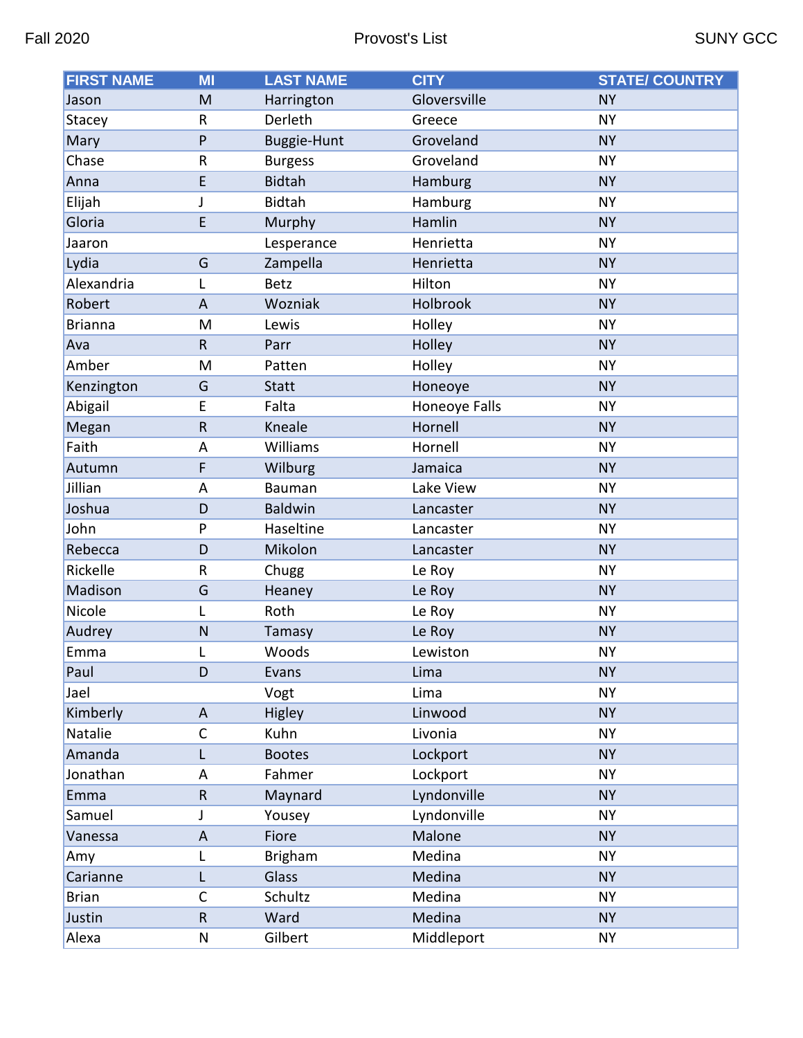| FIRST NAME | MI | LAST NAME | CITY | STATE/ COUNTRY |
|---|---|---|---|---|
| Jason | M | Harrington | Gloversville | NY |
| Stacey | R | Derleth | Greece | NY |
| Mary | P | Buggie-Hunt | Groveland | NY |
| Chase | R | Burgess | Groveland | NY |
| Anna | E | Bidtah | Hamburg | NY |
| Elijah | J | Bidtah | Hamburg | NY |
| Gloria | E | Murphy | Hamlin | NY |
| Jaaron | | Lesperance | Henrietta | NY |
| Lydia | G | Zampella | Henrietta | NY |
| Alexandria | L | Betz | Hilton | NY |
| Robert | A | Wozniak | Holbrook | NY |
| Brianna | M | Lewis | Holley | NY |
| Ava | R | Parr | Holley | NY |
| Amber | M | Patten | Holley | NY |
| Kenzington | G | Statt | Honeoye | NY |
| Abigail | E | Falta | Honeoye Falls | NY |
| Megan | R | Kneale | Hornell | NY |
| Faith | A | Williams | Hornell | NY |
| Autumn | F | Wilburg | Jamaica | NY |
| Jillian | A | Bauman | Lake View | NY |
| Joshua | D | Baldwin | Lancaster | NY |
| John | P | Haseltine | Lancaster | NY |
| Rebecca | D | Mikolon | Lancaster | NY |
| Rickelle | R | Chugg | Le Roy | NY |
| Madison | G | Heaney | Le Roy | NY |
| Nicole | L | Roth | Le Roy | NY |
| Audrey | N | Tamasy | Le Roy | NY |
| Emma | L | Woods | Lewiston | NY |
| Paul | D | Evans | Lima | NY |
| Jael | | Vogt | Lima | NY |
| Kimberly | A | Higley | Linwood | NY |
| Natalie | C | Kuhn | Livonia | NY |
| Amanda | L | Bootes | Lockport | NY |
| Jonathan | A | Fahmer | Lockport | NY |
| Emma | R | Maynard | Lyndonville | NY |
| Samuel | J | Yousey | Lyndonville | NY |
| Vanessa | A | Fiore | Malone | NY |
| Amy | L | Brigham | Medina | NY |
| Carianne | L | Glass | Medina | NY |
| Brian | C | Schultz | Medina | NY |
| Justin | R | Ward | Medina | NY |
| Alexa | N | Gilbert | Middleport | NY |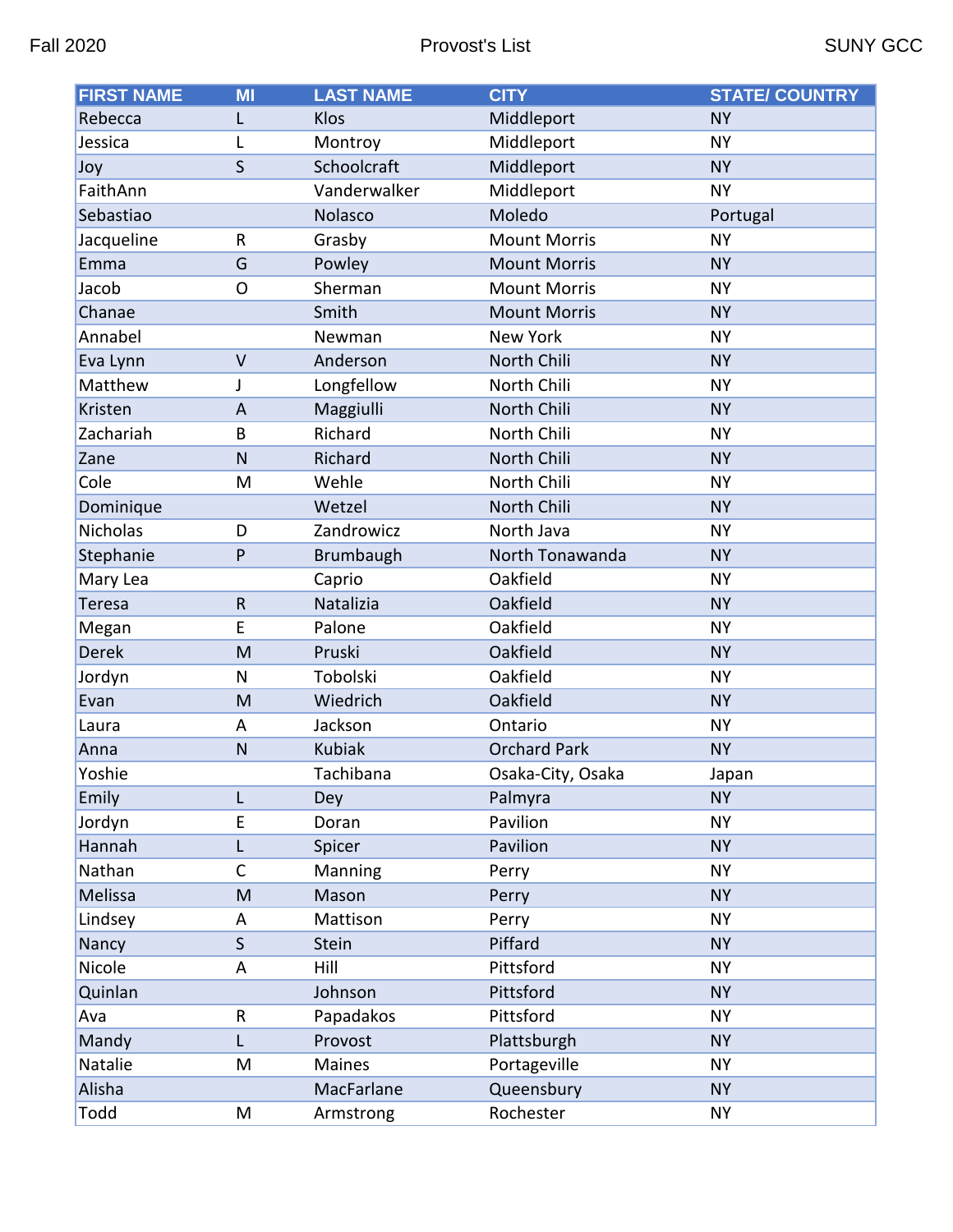| FIRST NAME | MI | LAST NAME | CITY | STATE/ COUNTRY |
|---|---|---|---|---|
| Rebecca | L | Klos | Middleport | NY |
| Jessica | L | Montroy | Middleport | NY |
| Joy | S | Schoolcraft | Middleport | NY |
| FaithAnn | | Vanderwalker | Middleport | NY |
| Sebastiao | | Nolasco | Moledo | Portugal |
| Jacqueline | R | Grasby | Mount Morris | NY |
| Emma | G | Powley | Mount Morris | NY |
| Jacob | O | Sherman | Mount Morris | NY |
| Chanae | | Smith | Mount Morris | NY |
| Annabel | | Newman | New York | NY |
| Eva Lynn | V | Anderson | North Chili | NY |
| Matthew | J | Longfellow | North Chili | NY |
| Kristen | A | Maggiulli | North Chili | NY |
| Zachariah | B | Richard | North Chili | NY |
| Zane | N | Richard | North Chili | NY |
| Cole | M | Wehle | North Chili | NY |
| Dominique | | Wetzel | North Chili | NY |
| Nicholas | D | Zandrowicz | North Java | NY |
| Stephanie | P | Brumbaugh | North Tonawanda | NY |
| Mary Lea | | Caprio | Oakfield | NY |
| Teresa | R | Natalizia | Oakfield | NY |
| Megan | E | Palone | Oakfield | NY |
| Derek | M | Pruski | Oakfield | NY |
| Jordyn | N | Tobolski | Oakfield | NY |
| Evan | M | Wiedrich | Oakfield | NY |
| Laura | A | Jackson | Ontario | NY |
| Anna | N | Kubiak | Orchard Park | NY |
| Yoshie | | Tachibana | Osaka-City, Osaka | Japan |
| Emily | L | Dey | Palmyra | NY |
| Jordyn | E | Doran | Pavilion | NY |
| Hannah | L | Spicer | Pavilion | NY |
| Nathan | C | Manning | Perry | NY |
| Melissa | M | Mason | Perry | NY |
| Lindsey | A | Mattison | Perry | NY |
| Nancy | S | Stein | Piffard | NY |
| Nicole | A | Hill | Pittsford | NY |
| Quinlan | | Johnson | Pittsford | NY |
| Ava | R | Papadakos | Pittsford | NY |
| Mandy | L | Provost | Plattsburgh | NY |
| Natalie | M | Maines | Portageville | NY |
| Alisha | | MacFarlane | Queensbury | NY |
| Todd | M | Armstrong | Rochester | NY |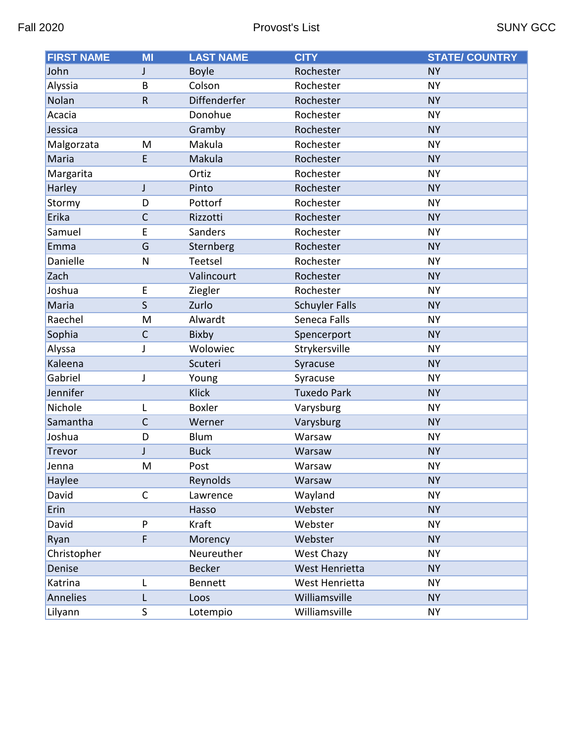| FIRST NAME | MI | LAST NAME | CITY | STATE/ COUNTRY |
|---|---|---|---|---|
| John | J | Boyle | Rochester | NY |
| Alyssia | B | Colson | Rochester | NY |
| Nolan | R | Diffenderfer | Rochester | NY |
| Acacia | | Donohue | Rochester | NY |
| Jessica | | Gramby | Rochester | NY |
| Malgorzata | M | Makula | Rochester | NY |
| Maria | E | Makula | Rochester | NY |
| Margarita | | Ortiz | Rochester | NY |
| Harley | J | Pinto | Rochester | NY |
| Stormy | D | Pottorf | Rochester | NY |
| Erika | C | Rizzotti | Rochester | NY |
| Samuel | E | Sanders | Rochester | NY |
| Emma | G | Sternberg | Rochester | NY |
| Danielle | N | Teetsel | Rochester | NY |
| Zach | | Valincourt | Rochester | NY |
| Joshua | E | Ziegler | Rochester | NY |
| Maria | S | Zurlo | Schuyler Falls | NY |
| Raechel | M | Alwardt | Seneca Falls | NY |
| Sophia | C | Bixby | Spencerport | NY |
| Alyssa | J | Wolowiec | Strykersville | NY |
| Kaleena | | Scuteri | Syracuse | NY |
| Gabriel | J | Young | Syracuse | NY |
| Jennifer | | Klick | Tuxedo Park | NY |
| Nichole | L | Boxler | Varysburg | NY |
| Samantha | C | Werner | Varysburg | NY |
| Joshua | D | Blum | Warsaw | NY |
| Trevor | J | Buck | Warsaw | NY |
| Jenna | M | Post | Warsaw | NY |
| Haylee | | Reynolds | Warsaw | NY |
| David | C | Lawrence | Wayland | NY |
| Erin | | Hasso | Webster | NY |
| David | P | Kraft | Webster | NY |
| Ryan | F | Morency | Webster | NY |
| Christopher | | Neureuther | West Chazy | NY |
| Denise | | Becker | West Henrietta | NY |
| Katrina | L | Bennett | West Henrietta | NY |
| Annelies | L | Loos | Williamsville | NY |
| Lilyann | S | Lotempio | Williamsville | NY |